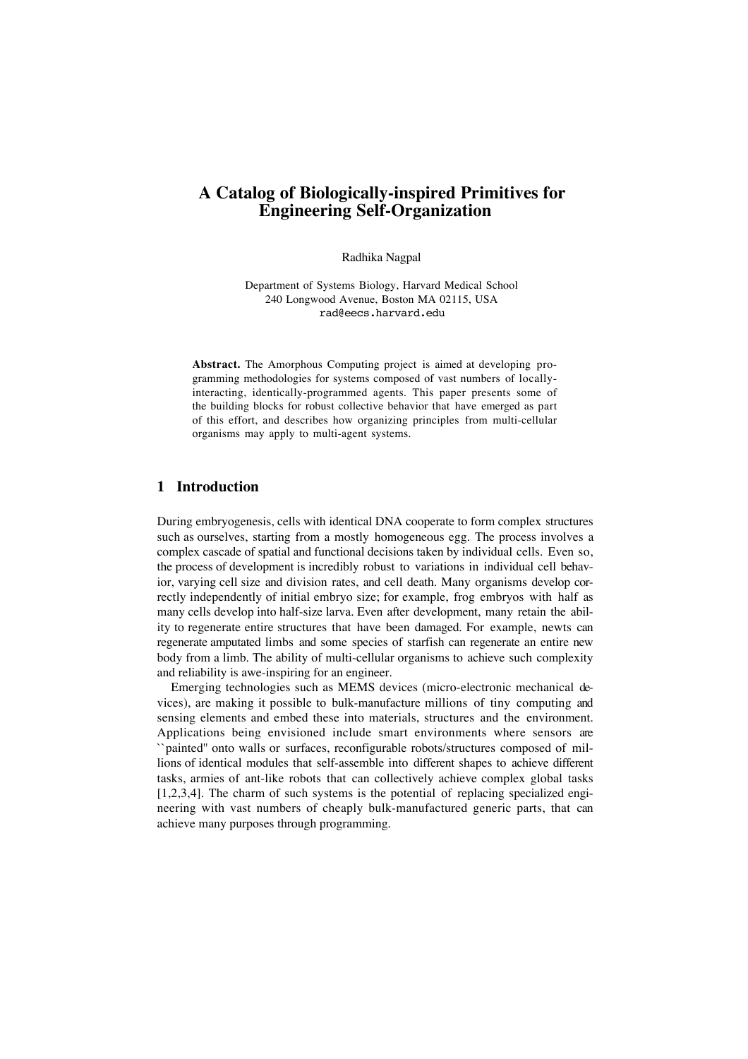# A Catalog of Biologically-inspired Primitives for Engineering Self-Organization

Radhika Nagpal

Department of Systems Biology, Harvard Medical School
240 Longwood Avenue, Boston MA 02115, USA
rad@eecs.harvard.edu

**Abstract.** The Amorphous Computing project is aimed at developing programming methodologies for systems composed of vast numbers of locally-interacting, identically-programmed agents. This paper presents some of the building blocks for robust collective behavior that have emerged as part of this effort, and describes how organizing principles from multi-cellular organisms may apply to multi-agent systems.

## 1 Introduction

During embryogenesis, cells with identical DNA cooperate to form complex structures such as ourselves, starting from a mostly homogeneous egg. The process involves a complex cascade of spatial and functional decisions taken by individual cells. Even so, the process of development is incredibly robust to variations in individual cell behavior, varying cell size and division rates, and cell death. Many organisms develop correctly independently of initial embryo size; for example, frog embryos with half as many cells develop into half-size larva. Even after development, many retain the ability to regenerate entire structures that have been damaged. For example, newts can regenerate amputated limbs and some species of starfish can regenerate an entire new body from a limb. The ability of multi-cellular organisms to achieve such complexity and reliability is awe-inspiring for an engineer.

Emerging technologies such as MEMS devices (micro-electronic mechanical devices), are making it possible to bulk-manufacture millions of tiny computing and sensing elements and embed these into materials, structures and the environment. Applications being envisioned include smart environments where sensors are ``painted'' onto walls or surfaces, reconfigurable robots/structures composed of millions of identical modules that self-assemble into different shapes to achieve different tasks, armies of ant-like robots that can collectively achieve complex global tasks [1,2,3,4]. The charm of such systems is the potential of replacing specialized engineering with vast numbers of cheaply bulk-manufactured generic parts, that can achieve many purposes through programming.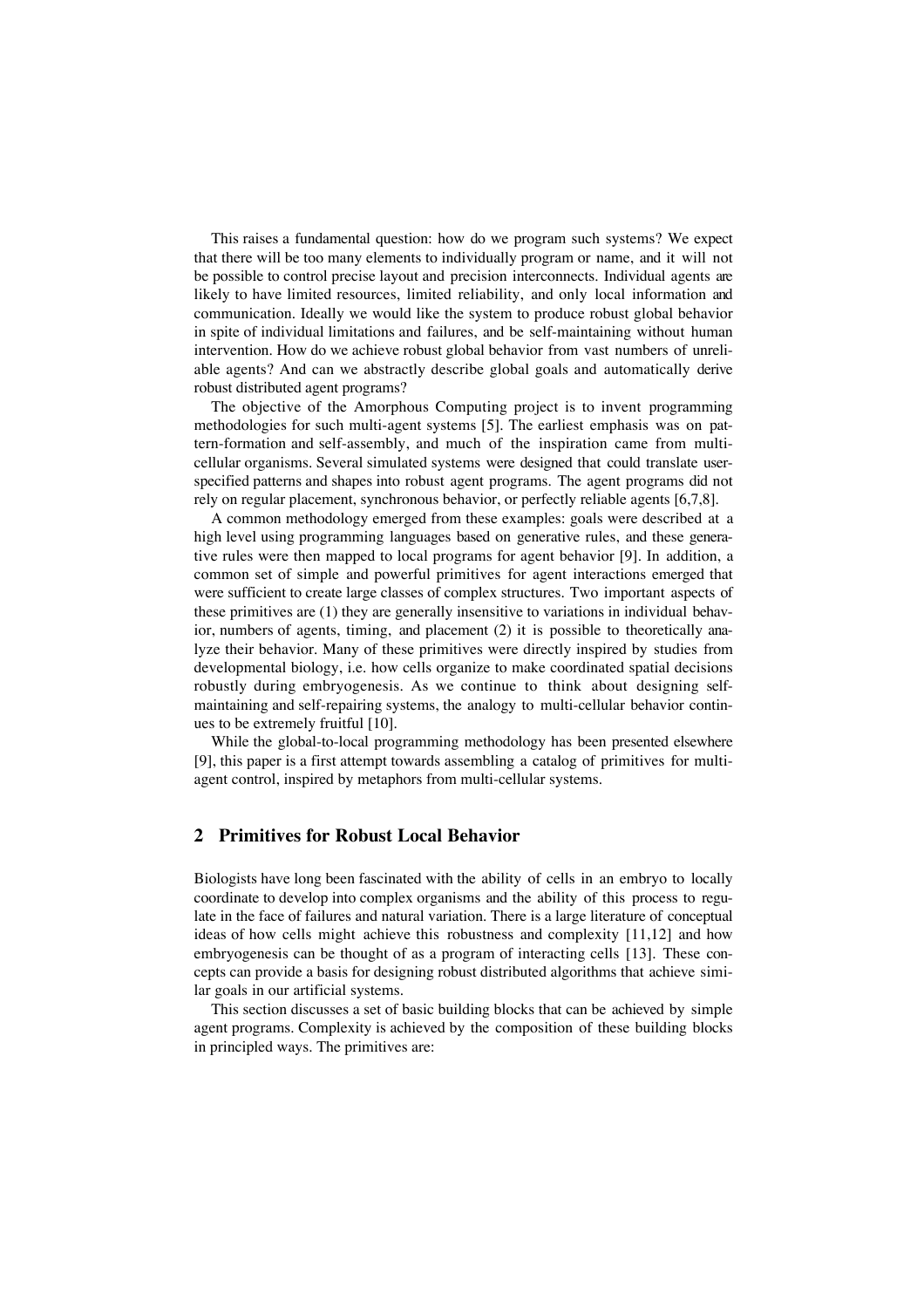This raises a fundamental question: how do we program such systems? We expect that there will be too many elements to individually program or name, and it will not be possible to control precise layout and precision interconnects. Individual agents are likely to have limited resources, limited reliability, and only local information and communication. Ideally we would like the system to produce robust global behavior in spite of individual limitations and failures, and be self-maintaining without human intervention. How do we achieve robust global behavior from vast numbers of unreliable agents? And can we abstractly describe global goals and automatically derive robust distributed agent programs?

The objective of the Amorphous Computing project is to invent programming methodologies for such multi-agent systems [5]. The earliest emphasis was on pattern-formation and self-assembly, and much of the inspiration came from multi-cellular organisms. Several simulated systems were designed that could translate user-specified patterns and shapes into robust agent programs. The agent programs did not rely on regular placement, synchronous behavior, or perfectly reliable agents [6,7,8].

A common methodology emerged from these examples: goals were described at a high level using programming languages based on generative rules, and these generative rules were then mapped to local programs for agent behavior [9]. In addition, a common set of simple and powerful primitives for agent interactions emerged that were sufficient to create large classes of complex structures. Two important aspects of these primitives are (1) they are generally insensitive to variations in individual behavior, numbers of agents, timing, and placement (2) it is possible to theoretically analyze their behavior. Many of these primitives were directly inspired by studies from developmental biology, i.e. how cells organize to make coordinated spatial decisions robustly during embryogenesis. As we continue to think about designing self-maintaining and self-repairing systems, the analogy to multi-cellular behavior continues to be extremely fruitful [10].

While the global-to-local programming methodology has been presented elsewhere [9], this paper is a first attempt towards assembling a catalog of primitives for multi-agent control, inspired by metaphors from multi-cellular systems.

## 2 Primitives for Robust Local Behavior

Biologists have long been fascinated with the ability of cells in an embryo to locally coordinate to develop into complex organisms and the ability of this process to regulate in the face of failures and natural variation. There is a large literature of conceptual ideas of how cells might achieve this robustness and complexity [11,12] and how embryogenesis can be thought of as a program of interacting cells [13]. These concepts can provide a basis for designing robust distributed algorithms that achieve similar goals in our artificial systems.

This section discusses a set of basic building blocks that can be achieved by simple agent programs. Complexity is achieved by the composition of these building blocks in principled ways. The primitives are: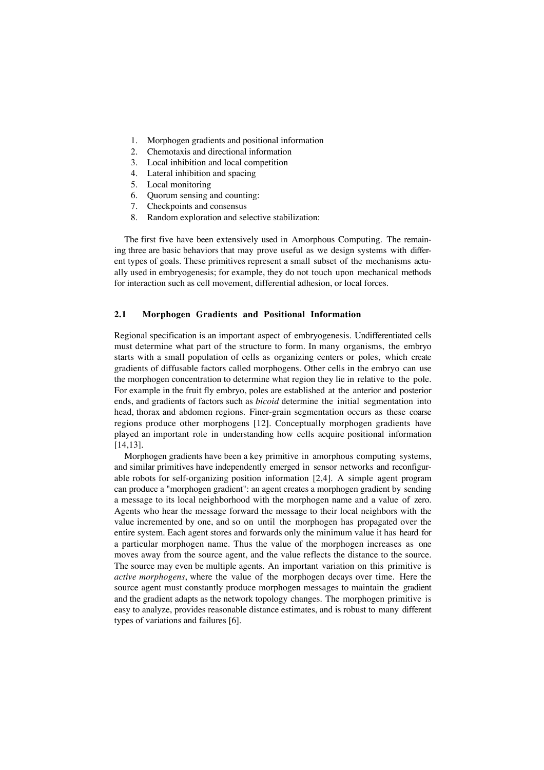1. Morphogen gradients and positional information
2. Chemotaxis and directional information
3. Local inhibition and local competition
4. Lateral inhibition and spacing
5. Local monitoring
6. Quorum sensing and counting:
7. Checkpoints and consensus
8. Random exploration and selective stabilization:

The first five have been extensively used in Amorphous Computing. The remaining three are basic behaviors that may prove useful as we design systems with different types of goals. These primitives represent a small subset of the mechanisms actually used in embryogenesis; for example, they do not touch upon mechanical methods for interaction such as cell movement, differential adhesion, or local forces.

### 2.1 Morphogen Gradients and Positional Information

Regional specification is an important aspect of embryogenesis. Undifferentiated cells must determine what part of the structure to form. In many organisms, the embryo starts with a small population of cells as organizing centers or poles, which create gradients of diffusable factors called morphogens. Other cells in the embryo can use the morphogen concentration to determine what region they lie in relative to the pole. For example in the fruit fly embryo, poles are established at the anterior and posterior ends, and gradients of factors such as *bicoid* determine the initial segmentation into head, thorax and abdomen regions. Finer-grain segmentation occurs as these coarse regions produce other morphogens [12]. Conceptually morphogen gradients have played an important role in understanding how cells acquire positional information [14,13].

Morphogen gradients have been a key primitive in amorphous computing systems, and similar primitives have independently emerged in sensor networks and reconfigurable robots for self-organizing position information [2,4]. A simple agent program can produce a "morphogen gradient": an agent creates a morphogen gradient by sending a message to its local neighborhood with the morphogen name and a value of zero. Agents who hear the message forward the message to their local neighbors with the value incremented by one, and so on until the morphogen has propagated over the entire system. Each agent stores and forwards only the minimum value it has heard for a particular morphogen name. Thus the value of the morphogen increases as one moves away from the source agent, and the value reflects the distance to the source. The source may even be multiple agents. An important variation on this primitive is *active morphogens*, where the value of the morphogen decays over time. Here the source agent must constantly produce morphogen messages to maintain the gradient and the gradient adapts as the network topology changes. The morphogen primitive is easy to analyze, provides reasonable distance estimates, and is robust to many different types of variations and failures [6].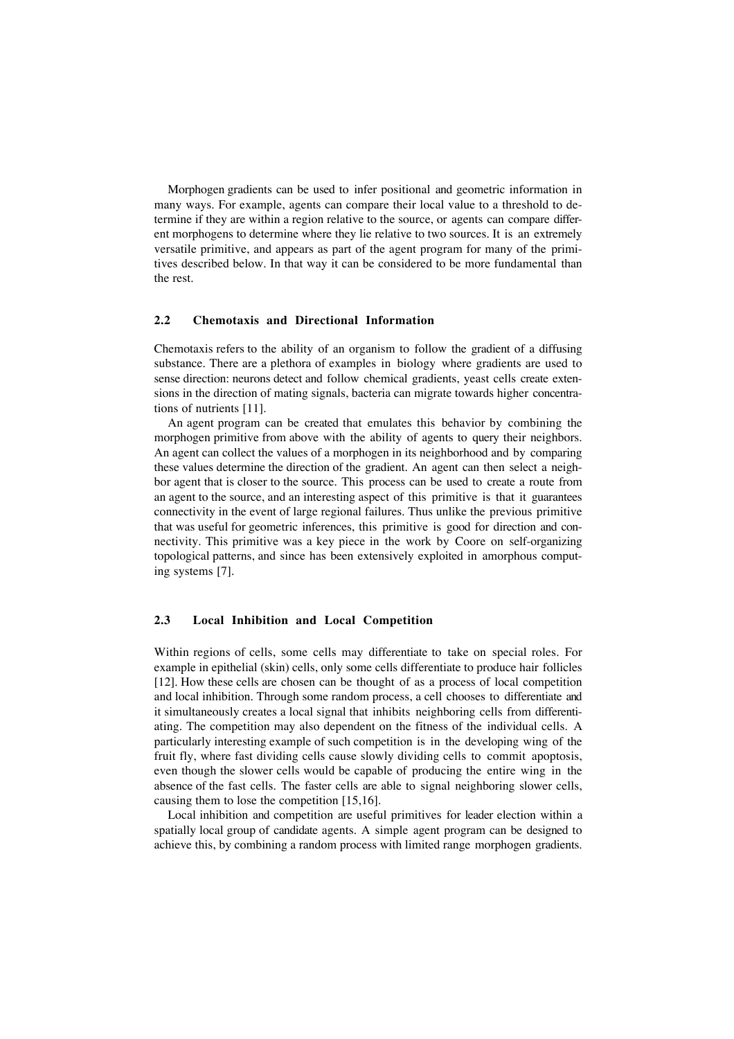Morphogen gradients can be used to infer positional and geometric information in many ways. For example, agents can compare their local value to a threshold to determine if they are within a region relative to the source, or agents can compare different morphogens to determine where they lie relative to two sources. It is an extremely versatile primitive, and appears as part of the agent program for many of the primitives described below. In that way it can be considered to be more fundamental than the rest.

### 2.2 Chemotaxis and Directional Information

Chemotaxis refers to the ability of an organism to follow the gradient of a diffusing substance. There are a plethora of examples in biology where gradients are used to sense direction: neurons detect and follow chemical gradients, yeast cells create extensions in the direction of mating signals, bacteria can migrate towards higher concentrations of nutrients [11].

An agent program can be created that emulates this behavior by combining the morphogen primitive from above with the ability of agents to query their neighbors. An agent can collect the values of a morphogen in its neighborhood and by comparing these values determine the direction of the gradient. An agent can then select a neighbor agent that is closer to the source. This process can be used to create a route from an agent to the source, and an interesting aspect of this primitive is that it guarantees connectivity in the event of large regional failures. Thus unlike the previous primitive that was useful for geometric inferences, this primitive is good for direction and connectivity. This primitive was a key piece in the work by Coore on self-organizing topological patterns, and since has been extensively exploited in amorphous computing systems [7].

### 2.3 Local Inhibition and Local Competition

Within regions of cells, some cells may differentiate to take on special roles. For example in epithelial (skin) cells, only some cells differentiate to produce hair follicles [12]. How these cells are chosen can be thought of as a process of local competition and local inhibition. Through some random process, a cell chooses to differentiate and it simultaneously creates a local signal that inhibits neighboring cells from differentiating. The competition may also dependent on the fitness of the individual cells. A particularly interesting example of such competition is in the developing wing of the fruit fly, where fast dividing cells cause slowly dividing cells to commit apoptosis, even though the slower cells would be capable of producing the entire wing in the absence of the fast cells. The faster cells are able to signal neighboring slower cells, causing them to lose the competition [15,16].

Local inhibition and competition are useful primitives for leader election within a spatially local group of candidate agents. A simple agent program can be designed to achieve this, by combining a random process with limited range morphogen gradients.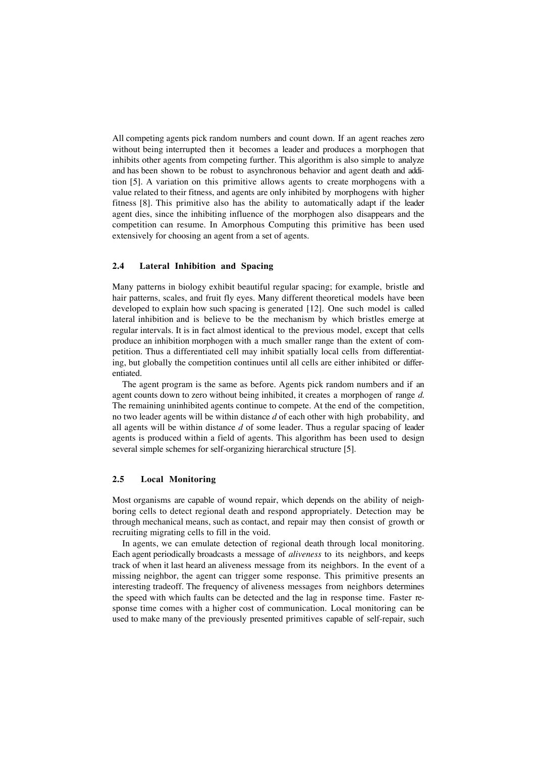All competing agents pick random numbers and count down. If an agent reaches zero without being interrupted then it becomes a leader and produces a morphogen that inhibits other agents from competing further. This algorithm is also simple to analyze and has been shown to be robust to asynchronous behavior and agent death and addition [5]. A variation on this primitive allows agents to create morphogens with a value related to their fitness, and agents are only inhibited by morphogens with higher fitness [8]. This primitive also has the ability to automatically adapt if the leader agent dies, since the inhibiting influence of the morphogen also disappears and the competition can resume. In Amorphous Computing this primitive has been used extensively for choosing an agent from a set of agents.

### 2.4 Lateral Inhibition and Spacing

Many patterns in biology exhibit beautiful regular spacing; for example, bristle and hair patterns, scales, and fruit fly eyes. Many different theoretical models have been developed to explain how such spacing is generated [12]. One such model is called lateral inhibition and is believe to be the mechanism by which bristles emerge at regular intervals. It is in fact almost identical to the previous model, except that cells produce an inhibition morphogen with a much smaller range than the extent of competition. Thus a differentiated cell may inhibit spatially local cells from differentiating, but globally the competition continues until all cells are either inhibited or differentiated.

The agent program is the same as before. Agents pick random numbers and if an agent counts down to zero without being inhibited, it creates a morphogen of range $d$. The remaining uninhibited agents continue to compete. At the end of the competition, no two leader agents will be within distance $d$ of each other with high probability, and all agents will be within distance $d$ of some leader. Thus a regular spacing of leader agents is produced within a field of agents. This algorithm has been used to design several simple schemes for self-organizing hierarchical structure [5].

### 2.5 Local Monitoring

Most organisms are capable of wound repair, which depends on the ability of neighboring cells to detect regional death and respond appropriately. Detection may be through mechanical means, such as contact, and repair may then consist of growth or recruiting migrating cells to fill in the void.

In agents, we can emulate detection of regional death through local monitoring. Each agent periodically broadcasts a message of *aliveness* to its neighbors, and keeps track of when it last heard an aliveness message from its neighbors. In the event of a missing neighbor, the agent can trigger some response. This primitive presents an interesting tradeoff. The frequency of aliveness messages from neighbors determines the speed with which faults can be detected and the lag in response time. Faster response time comes with a higher cost of communication. Local monitoring can be used to make many of the previously presented primitives capable of self-repair, such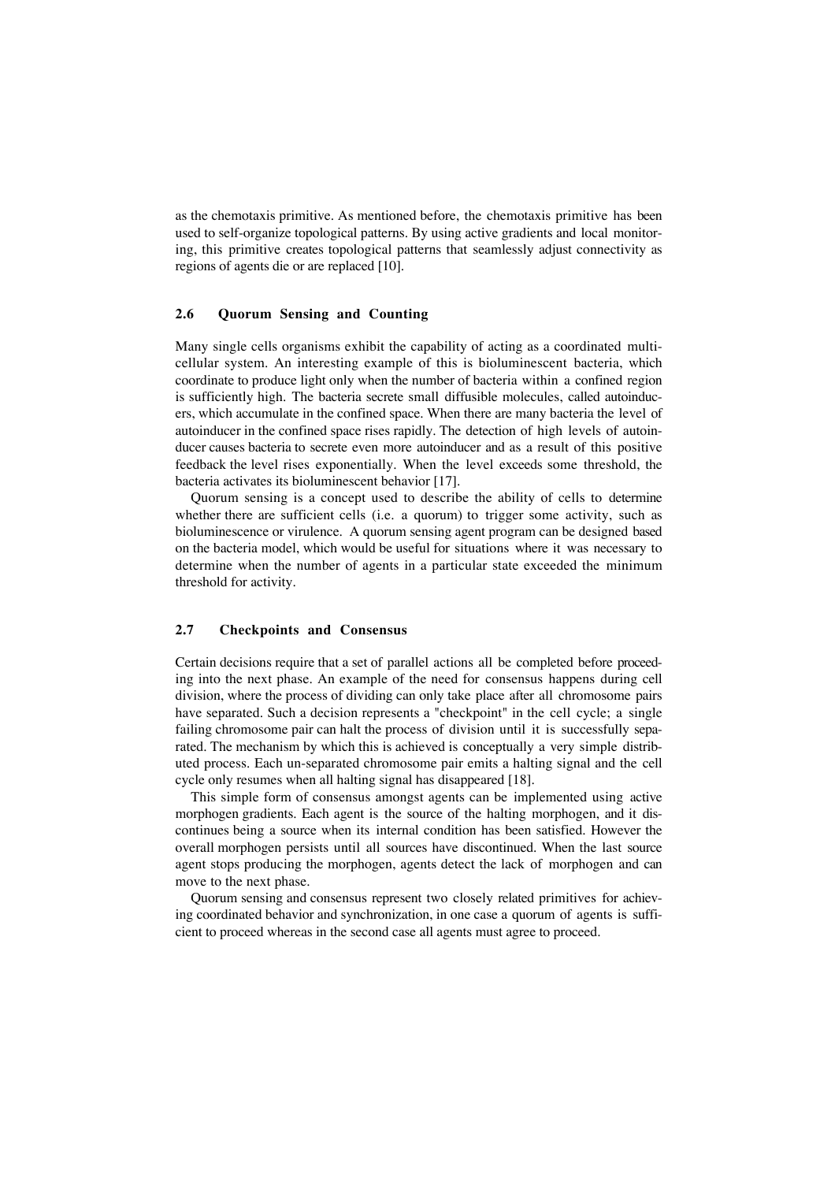as the chemotaxis primitive. As mentioned before, the chemotaxis primitive has been used to self-organize topological patterns. By using active gradients and local monitoring, this primitive creates topological patterns that seamlessly adjust connectivity as regions of agents die or are replaced [10].

### 2.6 Quorum Sensing and Counting

Many single cells organisms exhibit the capability of acting as a coordinated multicellular system. An interesting example of this is bioluminescent bacteria, which coordinate to produce light only when the number of bacteria within a confined region is sufficiently high. The bacteria secrete small diffusible molecules, called autoinducers, which accumulate in the confined space. When there are many bacteria the level of autoinducer in the confined space rises rapidly. The detection of high levels of autoinducer causes bacteria to secrete even more autoinducer and as a result of this positive feedback the level rises exponentially. When the level exceeds some threshold, the bacteria activates its bioluminescent behavior [17].

Quorum sensing is a concept used to describe the ability of cells to determine whether there are sufficient cells (i.e. a quorum) to trigger some activity, such as bioluminescence or virulence. A quorum sensing agent program can be designed based on the bacteria model, which would be useful for situations where it was necessary to determine when the number of agents in a particular state exceeded the minimum threshold for activity.

### 2.7 Checkpoints and Consensus

Certain decisions require that a set of parallel actions all be completed before proceeding into the next phase. An example of the need for consensus happens during cell division, where the process of dividing can only take place after all chromosome pairs have separated. Such a decision represents a "checkpoint" in the cell cycle; a single failing chromosome pair can halt the process of division until it is successfully separated. The mechanism by which this is achieved is conceptually a very simple distributed process. Each un-separated chromosome pair emits a halting signal and the cell cycle only resumes when all halting signal has disappeared [18].

This simple form of consensus amongst agents can be implemented using active morphogen gradients. Each agent is the source of the halting morphogen, and it discontinues being a source when its internal condition has been satisfied. However the overall morphogen persists until all sources have discontinued. When the last source agent stops producing the morphogen, agents detect the lack of morphogen and can move to the next phase.

Quorum sensing and consensus represent two closely related primitives for achieving coordinated behavior and synchronization, in one case a quorum of agents is sufficient to proceed whereas in the second case all agents must agree to proceed.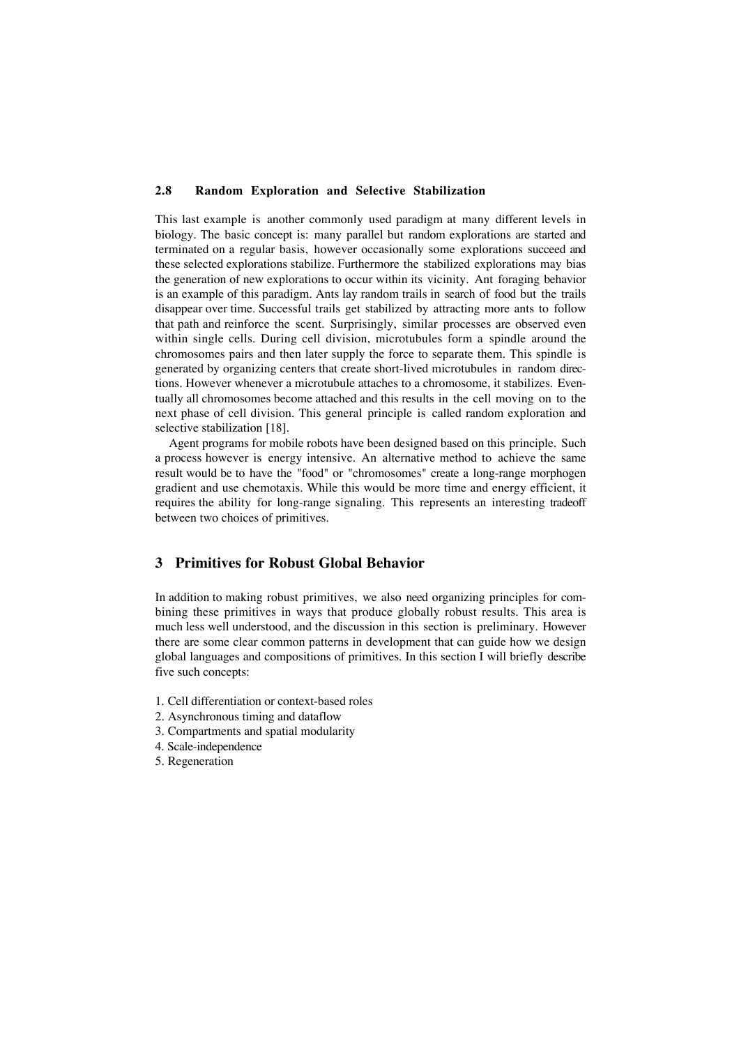### 2.8 Random Exploration and Selective Stabilization

This last example is another commonly used paradigm at many different levels in biology. The basic concept is: many parallel but random explorations are started and terminated on a regular basis, however occasionally some explorations succeed and these selected explorations stabilize. Furthermore the stabilized explorations may bias the generation of new explorations to occur within its vicinity. Ant foraging behavior is an example of this paradigm. Ants lay random trails in search of food but the trails disappear over time. Successful trails get stabilized by attracting more ants to follow that path and reinforce the scent. Surprisingly, similar processes are observed even within single cells. During cell division, microtubules form a spindle around the chromosomes pairs and then later supply the force to separate them. This spindle is generated by organizing centers that create short-lived microtubules in random directions. However whenever a microtubule attaches to a chromosome, it stabilizes. Eventually all chromosomes become attached and this results in the cell moving on to the next phase of cell division. This general principle is called random exploration and selective stabilization [18].

Agent programs for mobile robots have been designed based on this principle. Such a process however is energy intensive. An alternative method to achieve the same result would be to have the "food" or "chromosomes" create a long-range morphogen gradient and use chemotaxis. While this would be more time and energy efficient, it requires the ability for long-range signaling. This represents an interesting tradeoff between two choices of primitives.

## 3 Primitives for Robust Global Behavior

In addition to making robust primitives, we also need organizing principles for combining these primitives in ways that produce globally robust results. This area is much less well understood, and the discussion in this section is preliminary. However there are some clear common patterns in development that can guide how we design global languages and compositions of primitives. In this section I will briefly describe five such concepts:

1. Cell differentiation or context-based roles
2. Asynchronous timing and dataflow
3. Compartments and spatial modularity
4. Scale-independence
5. Regeneration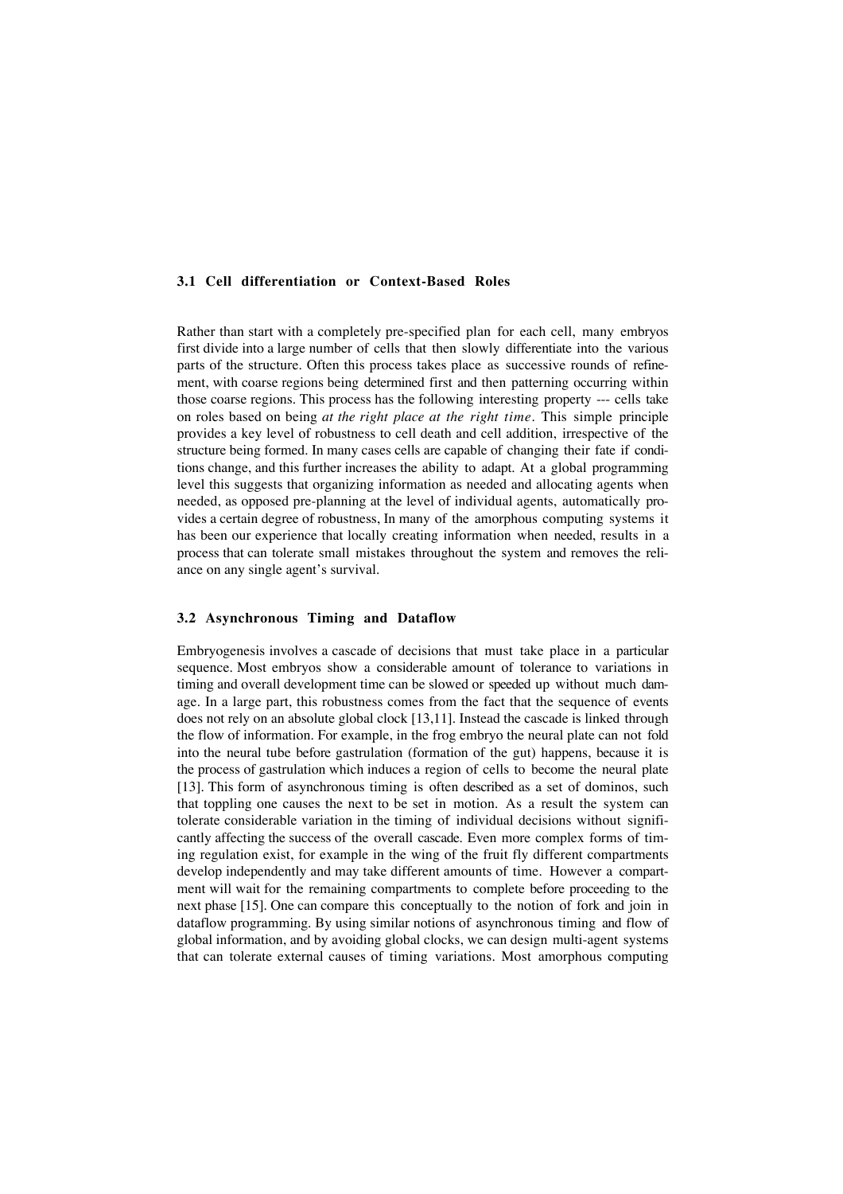### 3.1 Cell differentiation or Context-Based Roles

Rather than start with a completely pre-specified plan for each cell, many embryos first divide into a large number of cells that then slowly differentiate into the various parts of the structure. Often this process takes place as successive rounds of refinement, with coarse regions being determined first and then patterning occurring within those coarse regions. This process has the following interesting property --- cells take on roles based on being *at the right place at the right time*. This simple principle provides a key level of robustness to cell death and cell addition, irrespective of the structure being formed. In many cases cells are capable of changing their fate if conditions change, and this further increases the ability to adapt. At a global programming level this suggests that organizing information as needed and allocating agents when needed, as opposed pre-planning at the level of individual agents, automatically provides a certain degree of robustness, In many of the amorphous computing systems it has been our experience that locally creating information when needed, results in a process that can tolerate small mistakes throughout the system and removes the reliance on any single agent's survival.

### 3.2 Asynchronous Timing and Dataflow

Embryogenesis involves a cascade of decisions that must take place in a particular sequence. Most embryos show a considerable amount of tolerance to variations in timing and overall development time can be slowed or speeded up without much damage. In a large part, this robustness comes from the fact that the sequence of events does not rely on an absolute global clock [13,11]. Instead the cascade is linked through the flow of information. For example, in the frog embryo the neural plate can not fold into the neural tube before gastrulation (formation of the gut) happens, because it is the process of gastrulation which induces a region of cells to become the neural plate [13]. This form of asynchronous timing is often described as a set of dominos, such that toppling one causes the next to be set in motion. As a result the system can tolerate considerable variation in the timing of individual decisions without significantly affecting the success of the overall cascade. Even more complex forms of timing regulation exist, for example in the wing of the fruit fly different compartments develop independently and may take different amounts of time. However a compartment will wait for the remaining compartments to complete before proceeding to the next phase [15]. One can compare this conceptually to the notion of fork and join in dataflow programming. By using similar notions of asynchronous timing and flow of global information, and by avoiding global clocks, we can design multi-agent systems that can tolerate external causes of timing variations. Most amorphous computing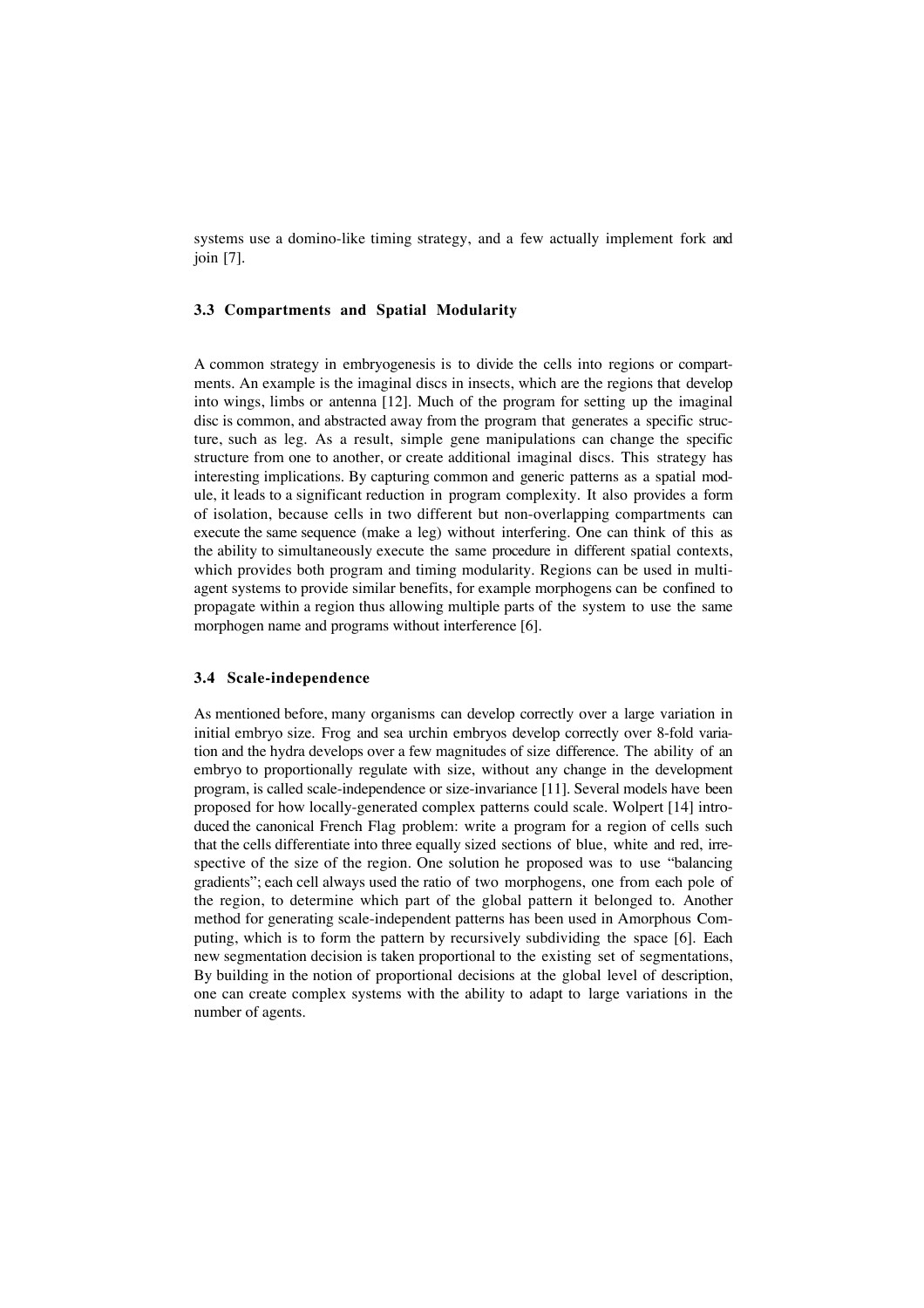systems use a domino-like timing strategy, and a few actually implement fork and join [7].

### 3.3 Compartments and Spatial Modularity

A common strategy in embryogenesis is to divide the cells into regions or compartments. An example is the imaginal discs in insects, which are the regions that develop into wings, limbs or antenna [12]. Much of the program for setting up the imaginal disc is common, and abstracted away from the program that generates a specific structure, such as leg. As a result, simple gene manipulations can change the specific structure from one to another, or create additional imaginal discs. This strategy has interesting implications. By capturing common and generic patterns as a spatial module, it leads to a significant reduction in program complexity. It also provides a form of isolation, because cells in two different but non-overlapping compartments can execute the same sequence (make a leg) without interfering. One can think of this as the ability to simultaneously execute the same procedure in different spatial contexts, which provides both program and timing modularity. Regions can be used in multi-agent systems to provide similar benefits, for example morphogens can be confined to propagate within a region thus allowing multiple parts of the system to use the same morphogen name and programs without interference [6].

### 3.4 Scale-independence

As mentioned before, many organisms can develop correctly over a large variation in initial embryo size. Frog and sea urchin embryos develop correctly over 8-fold variation and the hydra develops over a few magnitudes of size difference. The ability of an embryo to proportionally regulate with size, without any change in the development program, is called scale-independence or size-invariance [11]. Several models have been proposed for how locally-generated complex patterns could scale. Wolpert [14] introduced the canonical French Flag problem: write a program for a region of cells such that the cells differentiate into three equally sized sections of blue, white and red, irrespective of the size of the region. One solution he proposed was to use "balancing gradients"; each cell always used the ratio of two morphogens, one from each pole of the region, to determine which part of the global pattern it belonged to. Another method for generating scale-independent patterns has been used in Amorphous Computing, which is to form the pattern by recursively subdividing the space [6]. Each new segmentation decision is taken proportional to the existing set of segmentations, By building in the notion of proportional decisions at the global level of description, one can create complex systems with the ability to adapt to large variations in the number of agents.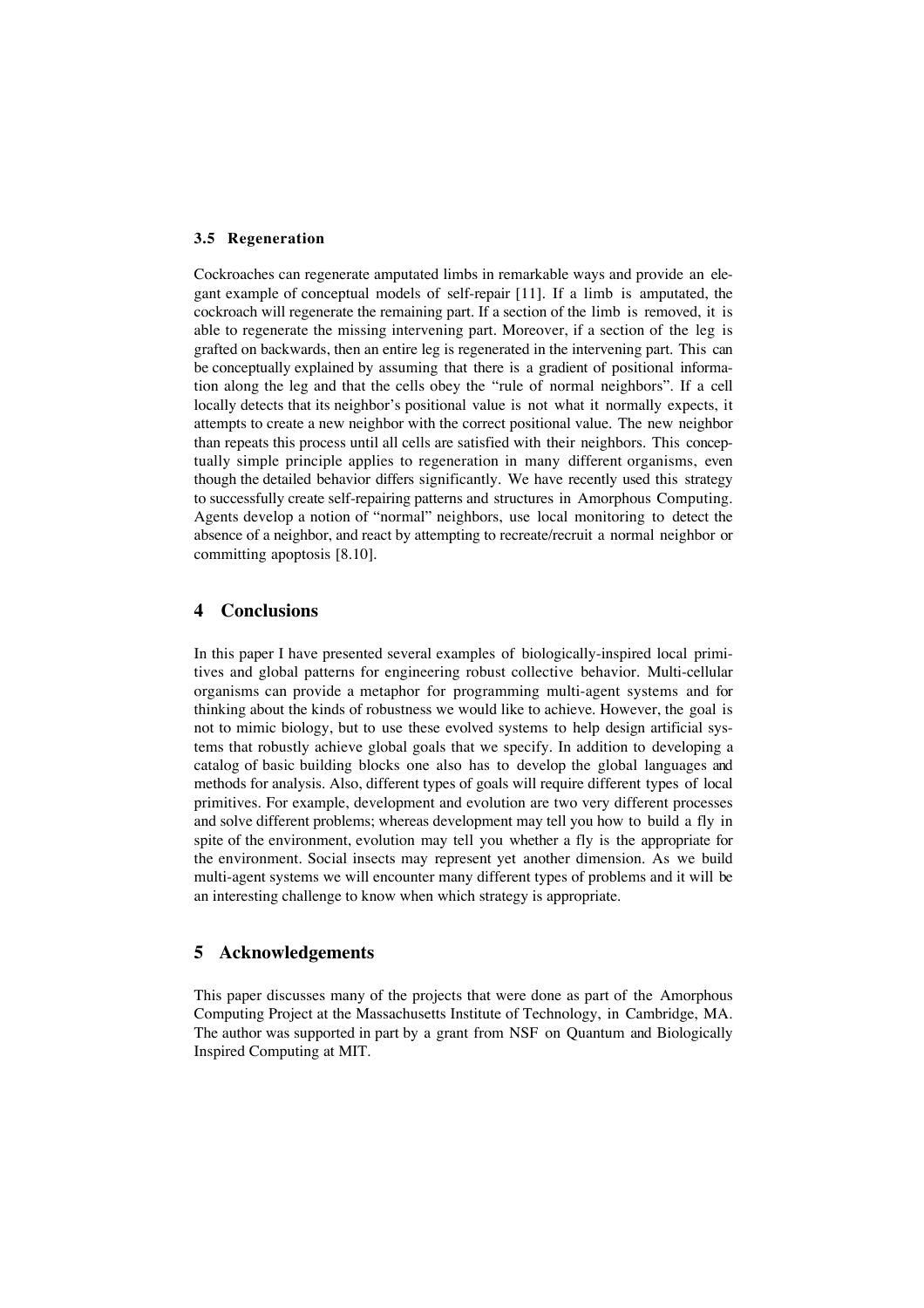### 3.5 Regeneration

Cockroaches can regenerate amputated limbs in remarkable ways and provide an elegant example of conceptual models of self-repair [11]. If a limb is amputated, the cockroach will regenerate the remaining part. If a section of the limb is removed, it is able to regenerate the missing intervening part. Moreover, if a section of the leg is grafted on backwards, then an entire leg is regenerated in the intervening part. This can be conceptually explained by assuming that there is a gradient of positional information along the leg and that the cells obey the "rule of normal neighbors". If a cell locally detects that its neighbor's positional value is not what it normally expects, it attempts to create a new neighbor with the correct positional value. The new neighbor than repeats this process until all cells are satisfied with their neighbors. This conceptually simple principle applies to regeneration in many different organisms, even though the detailed behavior differs significantly. We have recently used this strategy to successfully create self-repairing patterns and structures in Amorphous Computing. Agents develop a notion of "normal" neighbors, use local monitoring to detect the absence of a neighbor, and react by attempting to recreate/recruit a normal neighbor or committing apoptosis [8.10].

## 4 Conclusions

In this paper I have presented several examples of biologically-inspired local primitives and global patterns for engineering robust collective behavior. Multi-cellular organisms can provide a metaphor for programming multi-agent systems and for thinking about the kinds of robustness we would like to achieve. However, the goal is not to mimic biology, but to use these evolved systems to help design artificial systems that robustly achieve global goals that we specify. In addition to developing a catalog of basic building blocks one also has to develop the global languages and methods for analysis. Also, different types of goals will require different types of local primitives. For example, development and evolution are two very different processes and solve different problems; whereas development may tell you how to build a fly in spite of the environment, evolution may tell you whether a fly is the appropriate for the environment. Social insects may represent yet another dimension. As we build multi-agent systems we will encounter many different types of problems and it will be an interesting challenge to know when which strategy is appropriate.

## 5 Acknowledgements

This paper discusses many of the projects that were done as part of the Amorphous Computing Project at the Massachusetts Institute of Technology, in Cambridge, MA. The author was supported in part by a grant from NSF on Quantum and Biologically Inspired Computing at MIT.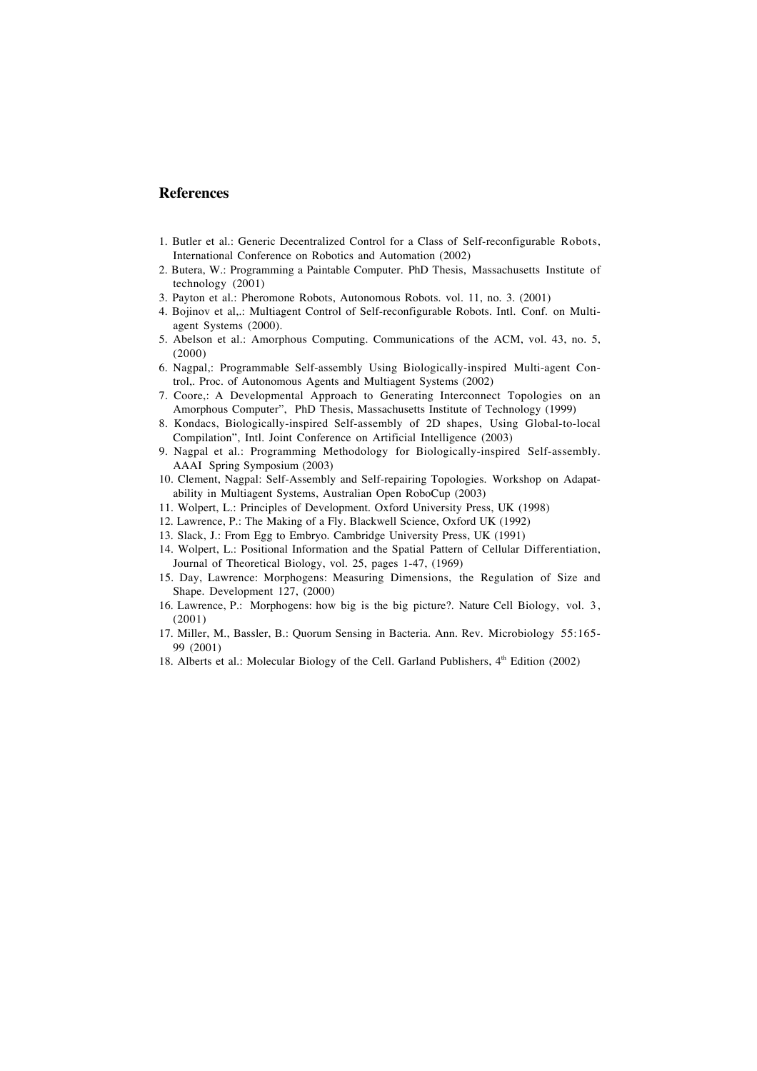## References

1. Butler et al.: Generic Decentralized Control for a Class of Self-reconfigurable Robots, International Conference on Robotics and Automation (2002)
2. Butera, W.: Programming a Paintable Computer. PhD Thesis, Massachusetts Institute of technology (2001)
3. Payton et al.: Pheromone Robots, Autonomous Robots. vol. 11, no. 3. (2001)
4. Bojinov et al,.: Multiagent Control of Self-reconfigurable Robots. Intl. Conf. on Multi-agent Systems (2000).
5. Abelson et al.: Amorphous Computing. Communications of the ACM, vol. 43, no. 5, (2000)
6. Nagpal,: Programmable Self-assembly Using Biologically-inspired Multi-agent Control,. Proc. of Autonomous Agents and Multiagent Systems (2002)
7. Coore,: A Developmental Approach to Generating Interconnect Topologies on an Amorphous Computer", PhD Thesis, Massachusetts Institute of Technology (1999)
8. Kondacs, Biologically-inspired Self-assembly of 2D shapes, Using Global-to-local Compilation", Intl. Joint Conference on Artificial Intelligence (2003)
9. Nagpal et al.: Programming Methodology for Biologically-inspired Self-assembly. AAAI Spring Symposium (2003)
10. Clement, Nagpal: Self-Assembly and Self-repairing Topologies. Workshop on Adapatability in Multiagent Systems, Australian Open RoboCup (2003)
11. Wolpert, L.: Principles of Development. Oxford University Press, UK (1998)
12. Lawrence, P.: The Making of a Fly. Blackwell Science, Oxford UK (1992)
13. Slack, J.: From Egg to Embryo. Cambridge University Press, UK (1991)
14. Wolpert, L.: Positional Information and the Spatial Pattern of Cellular Differentiation, Journal of Theoretical Biology, vol. 25, pages 1-47, (1969)
15. Day, Lawrence: Morphogens: Measuring Dimensions, the Regulation of Size and Shape. Development 127, (2000)
16. Lawrence, P.: Morphogens: how big is the big picture?. Nature Cell Biology, vol. 3, (2001)
17. Miller, M., Bassler, B.: Quorum Sensing in Bacteria. Ann. Rev. Microbiology 55:165-99 (2001)
18. Alberts et al.: Molecular Biology of the Cell. Garland Publishers, 4th Edition (2002)